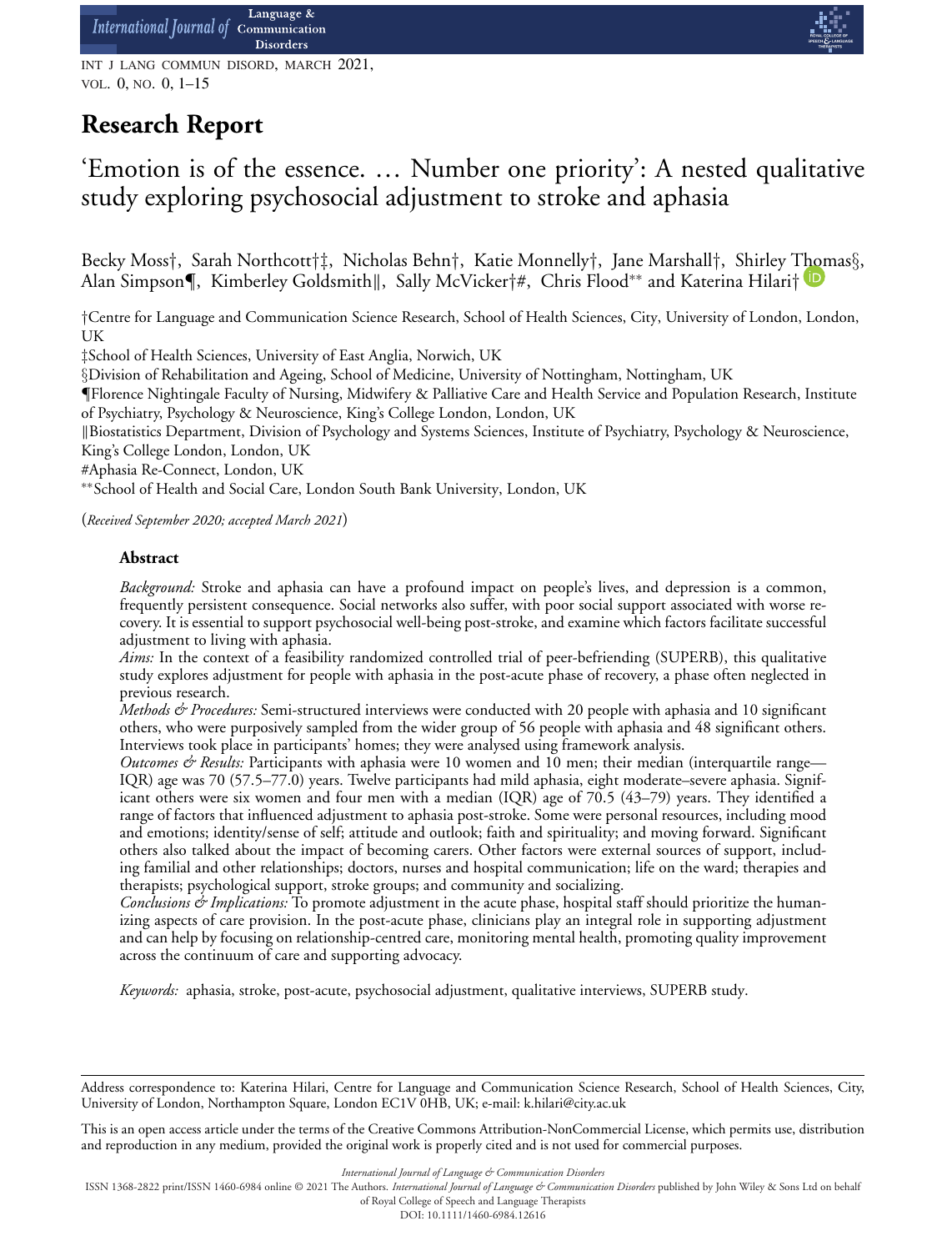**Research Report**

# 'Emotion is of the essence. … Number one priority': A nested qualitative study exploring psychosocial adjustment to stroke and aphasia

Becky Moss†, Sarah Northcott†‡, Nicholas Behn†, Katie Monnelly†, Jane Marshall†, Shirley Thomas§, Alan Simpson¶, Kimberley Goldsmith‖, Sally McVicker†#, Chris Flood** and Katerina Hilari†

†Centre for Language and Communication Science Research, School of Health Sciences, City, University of London, London, UK

‡School of Health Sciences, University of East Anglia, Norwich, UK

§Division of Rehabilitation and Ageing, School of Medicine, University of Nottingham, Nottingham, UK

¶Florence Nightingale Faculty of Nursing, Midwifery & Palliative Care and Health Service and Population Research, Institute of Psychiatry, Psychology & Neuroscience, King's College London, London, UK

‖Biostatistics Department, Division of Psychology and Systems Sciences, Institute of Psychiatry, Psychology & Neuroscience, King's College London, London, UK

#Aphasia Re-Connect, London, UK

**School of Health and Social Care, London South Bank University, London, UK

(*Received September 2020; accepted March 2021*)

### Abstract

*Background:* Stroke and aphasia can have a profound impact on people's lives, and depression is a common, frequently persistent consequence. Social networks also suffer, with poor social support associated with worse recovery. It is essential to support psychosocial well-being post-stroke, and examine which factors facilitate successful adjustment to living with aphasia.

*Aims:* In the context of a feasibility randomized controlled trial of peer-befriending (SUPERB), this qualitative study explores adjustment for people with aphasia in the post-acute phase of recovery, a phase often neglected in previous research.

*Methods & Procedures:* Semi-structured interviews were conducted with 20 people with aphasia and 10 significant others, who were purposively sampled from the wider group of 56 people with aphasia and 48 significant others. Interviews took place in participants' homes; they were analysed using framework analysis.

*Outcomes & Results:* Participants with aphasia were 10 women and 10 men; their median (interquartile range—IQR) age was 70 (57.5–77.0) years. Twelve participants had mild aphasia, eight moderate–severe aphasia. Significant others were six women and four men with a median (IQR) age of 70.5 (43–79) years. They identified a range of factors that influenced adjustment to aphasia post-stroke. Some were personal resources, including mood and emotions; identity/sense of self; attitude and outlook; faith and spirituality; and moving forward. Significant others also talked about the impact of becoming carers. Other factors were external sources of support, including familial and other relationships; doctors, nurses and hospital communication; life on the ward; therapies and therapists; psychological support, stroke groups; and community and socializing.

*Conclusions & Implications:* To promote adjustment in the acute phase, hospital staff should prioritize the humanizing aspects of care provision. In the post-acute phase, clinicians play an integral role in supporting adjustment and can help by focusing on relationship-centred care, monitoring mental health, promoting quality improvement across the continuum of care and supporting advocacy.

*Keywords:* aphasia, stroke, post-acute, psychosocial adjustment, qualitative interviews, SUPERB study.

---

Address correspondence to: Katerina Hilari, Centre for Language and Communication Science Research, School of Health Sciences, City, University of London, Northampton Square, London EC1V 0HB, UK; e-mail: k.hilari@city.ac.uk

This is an open access article under the terms of the Creative Commons Attribution-NonCommercial License, which permits use, distribution and reproduction in any medium, provided the original work is properly cited and is not used for commercial purposes.

ISSN 1368-2822 print/ISSN 1460-6984 online © 2021 The Authors. *International Journal of Language & Communication Disorders* published by John Wiley & Sons Ltd on behalf of Royal College of Speech and Language Therapists

DOI: 10.1111/1460-6984.12616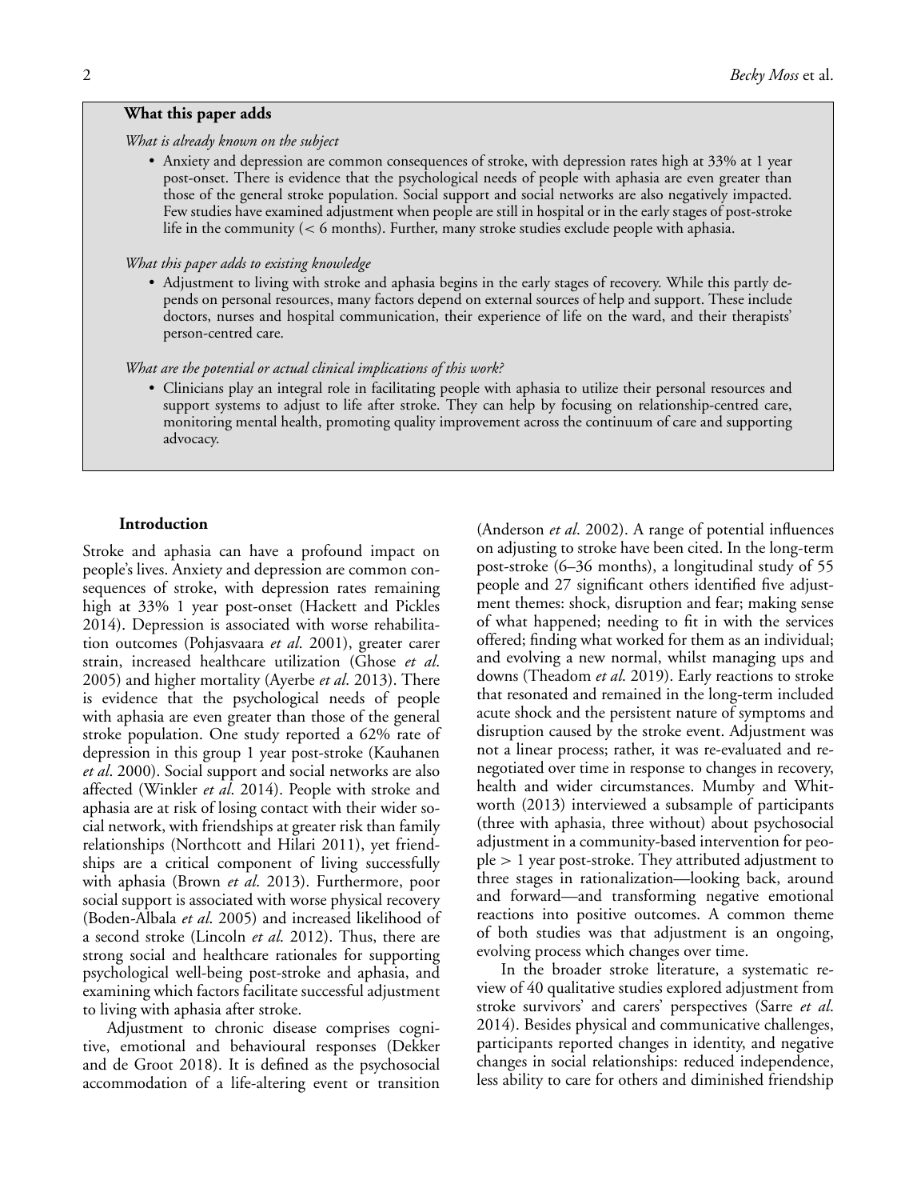## What this paper adds

*What is already known on the subject*

- Anxiety and depression are common consequences of stroke, with depression rates high at 33% at 1 year post-onset. There is evidence that the psychological needs of people with aphasia are even greater than those of the general stroke population. Social support and social networks are also negatively impacted. Few studies have examined adjustment when people are still in hospital or in the early stages of post-stroke life in the community (< 6 months). Further, many stroke studies exclude people with aphasia.

*What this paper adds to existing knowledge*

- Adjustment to living with stroke and aphasia begins in the early stages of recovery. While this partly depends on personal resources, many factors depend on external sources of help and support. These include doctors, nurses and hospital communication, their experience of life on the ward, and their therapists' person-centred care.

*What are the potential or actual clinical implications of this work?*

- Clinicians play an integral role in facilitating people with aphasia to utilize their personal resources and support systems to adjust to life after stroke. They can help by focusing on relationship-centred care, monitoring mental health, promoting quality improvement across the continuum of care and supporting advocacy.

## Introduction

Stroke and aphasia can have a profound impact on people's lives. Anxiety and depression are common consequences of stroke, with depression rates remaining high at 33% 1 year post-onset (Hackett and Pickles 2014). Depression is associated with worse rehabilitation outcomes (Pohjasvaara *et al*. 2001), greater carer strain, increased healthcare utilization (Ghose *et al*. 2005) and higher mortality (Ayerbe *et al*. 2013). There is evidence that the psychological needs of people with aphasia are even greater than those of the general stroke population. One study reported a 62% rate of depression in this group 1 year post-stroke (Kauhanen *et al*. 2000). Social support and social networks are also affected (Winkler *et al*. 2014). People with stroke and aphasia are at risk of losing contact with their wider social network, with friendships at greater risk than family relationships (Northcott and Hilari 2011), yet friendships are a critical component of living successfully with aphasia (Brown *et al*. 2013). Furthermore, poor social support is associated with worse physical recovery (Boden-Albala *et al*. 2005) and increased likelihood of a second stroke (Lincoln *et al*. 2012). Thus, there are strong social and healthcare rationales for supporting psychological well-being post-stroke and aphasia, and examining which factors facilitate successful adjustment to living with aphasia after stroke.

Adjustment to chronic disease comprises cognitive, emotional and behavioural responses (Dekker and de Groot 2018). It is defined as the psychosocial accommodation of a life-altering event or transition (Anderson *et al*. 2002). A range of potential influences on adjusting to stroke have been cited. In the long-term post-stroke (6–36 months), a longitudinal study of 55 people and 27 significant others identified five adjustment themes: shock, disruption and fear; making sense of what happened; needing to fit in with the services offered; finding what worked for them as an individual; and evolving a new normal, whilst managing ups and downs (Theadom *et al*. 2019). Early reactions to stroke that resonated and remained in the long-term included acute shock and the persistent nature of symptoms and disruption caused by the stroke event. Adjustment was not a linear process; rather, it was re-evaluated and renegotiated over time in response to changes in recovery, health and wider circumstances. Mumby and Whitworth (2013) interviewed a subsample of participants (three with aphasia, three without) about psychosocial adjustment in a community-based intervention for people > 1 year post-stroke. They attributed adjustment to three stages in rationalization—looking back, around and forward—and transforming negative emotional reactions into positive outcomes. A common theme of both studies was that adjustment is an ongoing, evolving process which changes over time.

In the broader stroke literature, a systematic review of 40 qualitative studies explored adjustment from stroke survivors' and carers' perspectives (Sarre *et al*. 2014). Besides physical and communicative challenges, participants reported changes in identity, and negative changes in social relationships: reduced independence, less ability to care for others and diminished friendship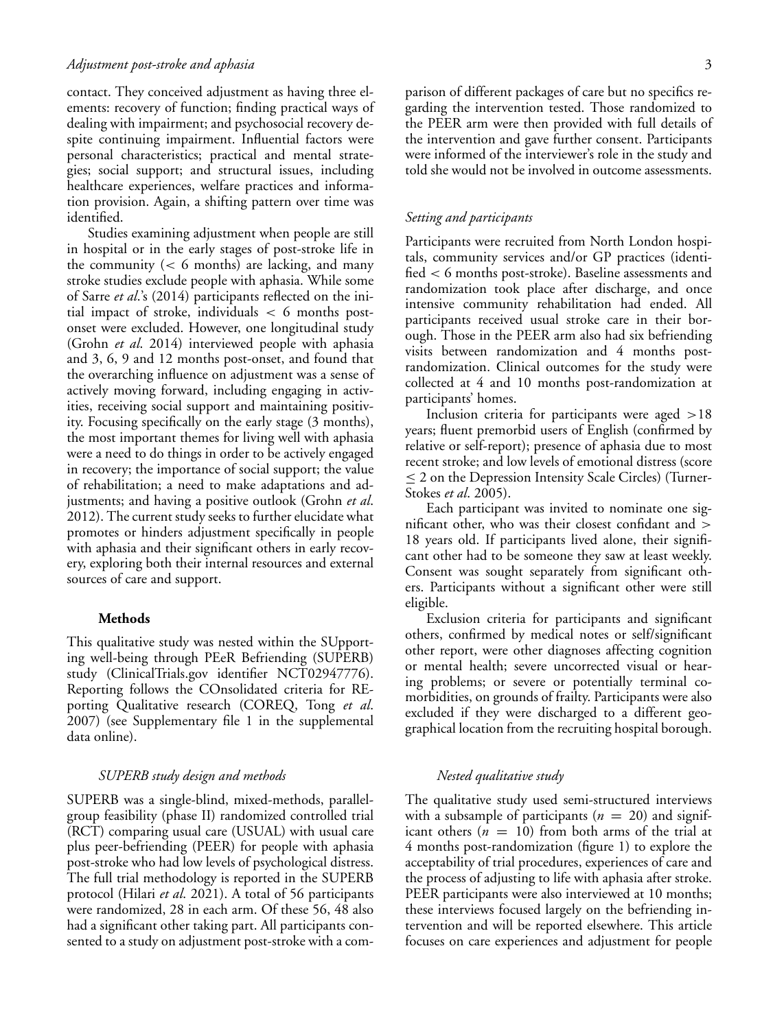contact. They conceived adjustment as having three elements: recovery of function; finding practical ways of dealing with impairment; and psychosocial recovery despite continuing impairment. Influential factors were personal characteristics; practical and mental strategies; social support; and structural issues, including healthcare experiences, welfare practices and information provision. Again, a shifting pattern over time was identified.

Studies examining adjustment when people are still in hospital or in the early stages of post-stroke life in the community (< 6 months) are lacking, and many stroke studies exclude people with aphasia. While some of Sarre *et al*.'s (2014) participants reflected on the initial impact of stroke, individuals < 6 months post-onset were excluded. However, one longitudinal study (Grohn *et al*. 2014) interviewed people with aphasia and 3, 6, 9 and 12 months post-onset, and found that the overarching influence on adjustment was a sense of actively moving forward, including engaging in activities, receiving social support and maintaining positivity. Focusing specifically on the early stage (3 months), the most important themes for living well with aphasia were a need to do things in order to be actively engaged in recovery; the importance of social support; the value of rehabilitation; a need to make adaptations and adjustments; and having a positive outlook (Grohn *et al*. 2012). The current study seeks to further elucidate what promotes or hinders adjustment specifically in people with aphasia and their significant others in early recovery, exploring both their internal resources and external sources of care and support.

## Methods

This qualitative study was nested within the SUpporting well-being through PEeR Befriending (SUPERB) study (ClinicalTrials.gov identifier NCT02947776). Reporting follows the COnsolidated criteria for REporting Qualitative research (COREQ, Tong *et al*. 2007) (see Supplementary file 1 in the supplemental data online).

### *SUPERB study design and methods*

SUPERB was a single-blind, mixed-methods, parallel-group feasibility (phase II) randomized controlled trial (RCT) comparing usual care (USUAL) with usual care plus peer-befriending (PEER) for people with aphasia post-stroke who had low levels of psychological distress. The full trial methodology is reported in the SUPERB protocol (Hilari *et al*. 2021). A total of 56 participants were randomized, 28 in each arm. Of these 56, 48 also had a significant other taking part. All participants consented to a study on adjustment post-stroke with a comparison of different packages of care but no specifics regarding the intervention tested. Those randomized to the PEER arm were then provided with full details of the intervention and gave further consent. Participants were informed of the interviewer's role in the study and told she would not be involved in outcome assessments.

### *Setting and participants*

Participants were recruited from North London hospitals, community services and/or GP practices (identified < 6 months post-stroke). Baseline assessments and randomization took place after discharge, and once intensive community rehabilitation had ended. All participants received usual stroke care in their borough. Those in the PEER arm also had six befriending visits between randomization and 4 months post-randomization. Clinical outcomes for the study were collected at 4 and 10 months post-randomization at participants' homes.

Inclusion criteria for participants were aged >18 years; fluent premorbid users of English (confirmed by relative or self-report); presence of aphasia due to most recent stroke; and low levels of emotional distress (score ≤ 2 on the Depression Intensity Scale Circles) (Turner-Stokes *et al*. 2005).

Each participant was invited to nominate one significant other, who was their closest confidant and > 18 years old. If participants lived alone, their significant other had to be someone they saw at least weekly. Consent was sought separately from significant others. Participants without a significant other were still eligible.

Exclusion criteria for participants and significant others, confirmed by medical notes or self/significant other report, were other diagnoses affecting cognition or mental health; severe uncorrected visual or hearing problems; or severe or potentially terminal comorbidities, on grounds of frailty. Participants were also excluded if they were discharged to a different geographical location from the recruiting hospital borough.

### *Nested qualitative study*

The qualitative study used semi-structured interviews with a subsample of participants ($n = 20$) and significant others ($n = 10$) from both arms of the trial at 4 months post-randomization (figure 1) to explore the acceptability of trial procedures, experiences of care and the process of adjusting to life with aphasia after stroke. PEER participants were also interviewed at 10 months; these interviews focused largely on the befriending intervention and will be reported elsewhere. This article focuses on care experiences and adjustment for people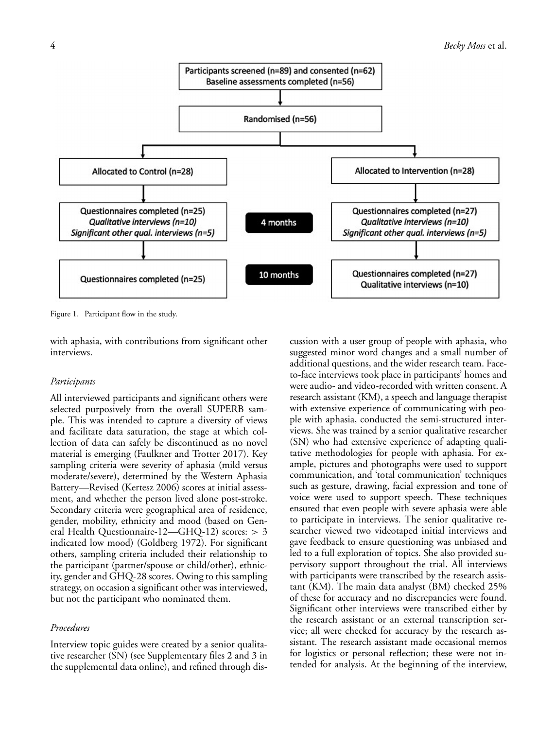Participants screened (n=89) and consented (n=62)
Baseline assessments completed (n=56)

Randomised (n=56)

| Control | | Intervention |
| --- | --- | --- |
| Allocated to Control (n=28) | | Allocated to Intervention (n=28) |
| Questionnaires completed (n=25)<br>*Qualitative interviews (n=10)*<br>*Significant other qual. interviews (n=5)* | 4 months | Questionnaires completed (n=27)<br>*Qualitative interviews (n=10)*<br>*Significant other qual. interviews (n=5)* |
| Questionnaires completed (n=25) | 10 months | Questionnaires completed (n=27)<br>Qualitative interviews (n=10) |

Figure 1. Participant flow in the study.

with aphasia, with contributions from significant other interviews.

### *Participants*

All interviewed participants and significant others were selected purposively from the overall SUPERB sample. This was intended to capture a diversity of views and facilitate data saturation, the stage at which collection of data can safely be discontinued as no novel material is emerging (Faulkner and Trotter 2017). Key sampling criteria were severity of aphasia (mild versus moderate/severe), determined by the Western Aphasia Battery—Revised (Kertesz 2006) scores at initial assessment, and whether the person lived alone post-stroke. Secondary criteria were geographical area of residence, gender, mobility, ethnicity and mood (based on General Health Questionnaire-12—GHQ-12) scores: $> 3$ indicated low mood) (Goldberg 1972). For significant others, sampling criteria included their relationship to the participant (partner/spouse or child/other), ethnicity, gender and GHQ-28 scores. Owing to this sampling strategy, on occasion a significant other was interviewed, but not the participant who nominated them.

### *Procedures*

Interview topic guides were created by a senior qualitative researcher (SN) (see Supplementary files 2 and 3 in the supplemental data online), and refined through discussion with a user group of people with aphasia, who suggested minor word changes and a small number of additional questions, and the wider research team. Face-to-face interviews took place in participants' homes and were audio- and video-recorded with written consent. A research assistant (KM), a speech and language therapist with extensive experience of communicating with people with aphasia, conducted the semi-structured interviews. She was trained by a senior qualitative researcher (SN) who had extensive experience of adapting qualitative methodologies for people with aphasia. For example, pictures and photographs were used to support communication, and 'total communication' techniques such as gesture, drawing, facial expression and tone of voice were used to support speech. These techniques ensured that even people with severe aphasia were able to participate in interviews. The senior qualitative researcher viewed two videotaped initial interviews and gave feedback to ensure questioning was unbiased and led to a full exploration of topics. She also provided supervisory support throughout the trial. All interviews with participants were transcribed by the research assistant (KM). The main data analyst (BM) checked 25% of these for accuracy and no discrepancies were found. Significant other interviews were transcribed either by the research assistant or an external transcription service; all were checked for accuracy by the research assistant. The research assistant made occasional memos for logistics or personal reflection; these were not intended for analysis. At the beginning of the interview,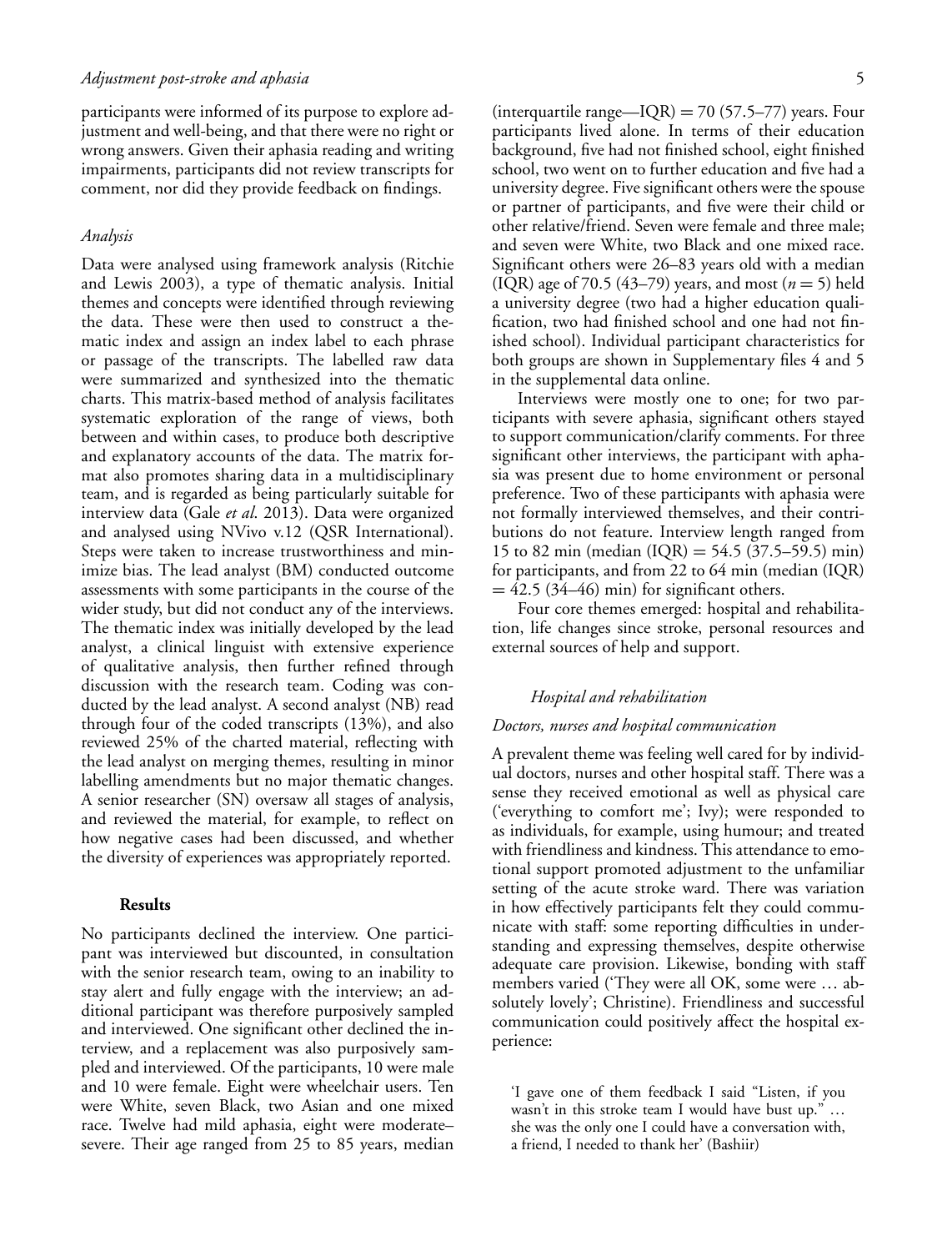participants were informed of its purpose to explore adjustment and well-being, and that there were no right or wrong answers. Given their aphasia reading and writing impairments, participants did not review transcripts for comment, nor did they provide feedback on findings.

### *Analysis*

Data were analysed using framework analysis (Ritchie and Lewis 2003), a type of thematic analysis. Initial themes and concepts were identified through reviewing the data. These were then used to construct a thematic index and assign an index label to each phrase or passage of the transcripts. The labelled raw data were summarized and synthesized into the thematic charts. This matrix-based method of analysis facilitates systematic exploration of the range of views, both between and within cases, to produce both descriptive and explanatory accounts of the data. The matrix format also promotes sharing data in a multidisciplinary team, and is regarded as being particularly suitable for interview data (Gale *et al.* 2013). Data were organized and analysed using NVivo v.12 (QSR International). Steps were taken to increase trustworthiness and minimize bias. The lead analyst (BM) conducted outcome assessments with some participants in the course of the wider study, but did not conduct any of the interviews. The thematic index was initially developed by the lead analyst, a clinical linguist with extensive experience of qualitative analysis, then further refined through discussion with the research team. Coding was conducted by the lead analyst. A second analyst (NB) read through four of the coded transcripts (13%), and also reviewed 25% of the charted material, reflecting with the lead analyst on merging themes, resulting in minor labelling amendments but no major thematic changes. A senior researcher (SN) oversaw all stages of analysis, and reviewed the material, for example, to reflect on how negative cases had been discussed, and whether the diversity of experiences was appropriately reported.

## Results

No participants declined the interview. One participant was interviewed but discounted, in consultation with the senior research team, owing to an inability to stay alert and fully engage with the interview; an additional participant was therefore purposively sampled and interviewed. One significant other declined the interview, and a replacement was also purposively sampled and interviewed. Of the participants, 10 were male and 10 were female. Eight were wheelchair users. Ten were White, seven Black, two Asian and one mixed race. Twelve had mild aphasia, eight were moderate–severe. Their age ranged from 25 to 85 years, median (interquartile range—IQR) = 70 (57.5–77) years. Four participants lived alone. In terms of their education background, five had not finished school, eight finished school, two went on to further education and five had a university degree. Five significant others were the spouse or partner of participants, and five were their child or other relative/friend. Seven were female and three male; and seven were White, two Black and one mixed race. Significant others were 26–83 years old with a median (IQR) age of 70.5 (43–79) years, and most ($n = 5$) held a university degree (two had a higher education qualification, two had finished school and one had not finished school). Individual participant characteristics for both groups are shown in Supplementary files 4 and 5 in the supplemental data online.

Interviews were mostly one to one; for two participants with severe aphasia, significant others stayed to support communication/clarify comments. For three significant other interviews, the participant with aphasia was present due to home environment or personal preference. Two of these participants with aphasia were not formally interviewed themselves, and their contributions do not feature. Interview length ranged from 15 to 82 min (median (IQR) = 54.5 (37.5–59.5) min) for participants, and from 22 to 64 min (median (IQR) = 42.5 (34–46) min) for significant others.

Four core themes emerged: hospital and rehabilitation, life changes since stroke, personal resources and external sources of help and support.

### *Hospital and rehabilitation*

#### *Doctors, nurses and hospital communication*

A prevalent theme was feeling well cared for by individual doctors, nurses and other hospital staff. There was a sense they received emotional as well as physical care ('everything to comfort me'; Ivy); were responded to as individuals, for example, using humour; and treated with friendliness and kindness. This attendance to emotional support promoted adjustment to the unfamiliar setting of the acute stroke ward. There was variation in how effectively participants felt they could communicate with staff: some reporting difficulties in understanding and expressing themselves, despite otherwise adequate care provision. Likewise, bonding with staff members varied ('They were all OK, some were … absolutely lovely'; Christine). Friendliness and successful communication could positively affect the hospital experience:

> 'I gave one of them feedback I said "Listen, if you wasn't in this stroke team I would have bust up." … she was the only one I could have a conversation with, a friend, I needed to thank her' (Bashiir)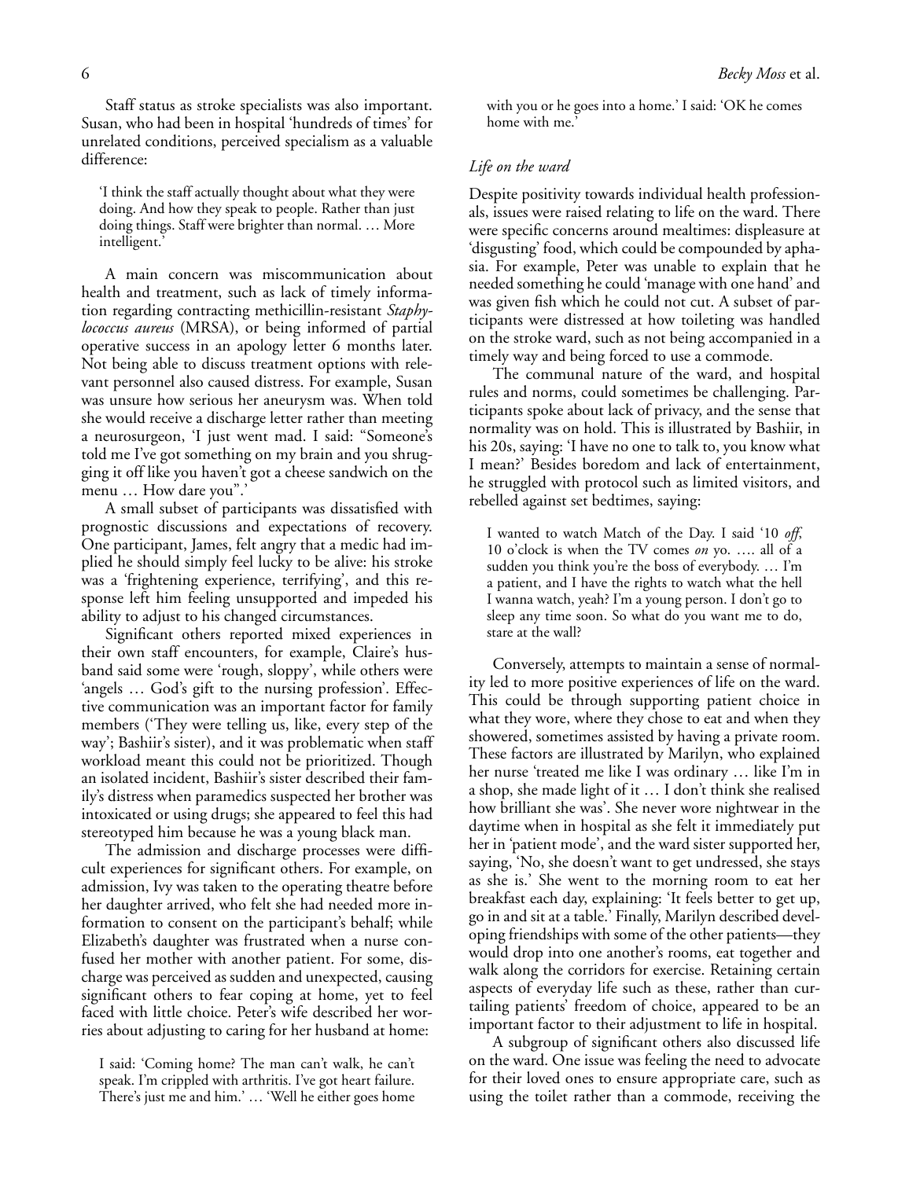Staff status as stroke specialists was also important. Susan, who had been in hospital 'hundreds of times' for unrelated conditions, perceived specialism as a valuable difference:

> 'I think the staff actually thought about what they were doing. And how they speak to people. Rather than just doing things. Staff were brighter than normal. … More intelligent.'

A main concern was miscommunication about health and treatment, such as lack of timely information regarding contracting methicillin-resistant *Staphylococcus aureus* (MRSA), or being informed of partial operative success in an apology letter 6 months later. Not being able to discuss treatment options with relevant personnel also caused distress. For example, Susan was unsure how serious her aneurysm was. When told she would receive a discharge letter rather than meeting a neurosurgeon, 'I just went mad. I said: "Someone's told me I've got something on my brain and you shrugging it off like you haven't got a cheese sandwich on the menu … How dare you".'

A small subset of participants was dissatisfied with prognostic discussions and expectations of recovery. One participant, James, felt angry that a medic had implied he should simply feel lucky to be alive: his stroke was a 'frightening experience, terrifying', and this response left him feeling unsupported and impeded his ability to adjust to his changed circumstances.

Significant others reported mixed experiences in their own staff encounters, for example, Claire's husband said some were 'rough, sloppy', while others were 'angels … God's gift to the nursing profession'. Effective communication was an important factor for family members ('They were telling us, like, every step of the way'; Bashiir's sister), and it was problematic when staff workload meant this could not be prioritized. Though an isolated incident, Bashiir's sister described their family's distress when paramedics suspected her brother was intoxicated or using drugs; she appeared to feel this had stereotyped him because he was a young black man.

The admission and discharge processes were difficult experiences for significant others. For example, on admission, Ivy was taken to the operating theatre before her daughter arrived, who felt she had needed more information to consent on the participant's behalf; while Elizabeth's daughter was frustrated when a nurse confused her mother with another patient. For some, discharge was perceived as sudden and unexpected, causing significant others to fear coping at home, yet to feel faced with little choice. Peter's wife described her worries about adjusting to caring for her husband at home:

> I said: 'Coming home? The man can't walk, he can't speak. I'm crippled with arthritis. I've got heart failure. There's just me and him.' … 'Well he either goes home with you or he goes into a home.' I said: 'OK he comes home with me.'

### *Life on the ward*

Despite positivity towards individual health professionals, issues were raised relating to life on the ward. There were specific concerns around mealtimes: displeasure at 'disgusting' food, which could be compounded by aphasia. For example, Peter was unable to explain that he needed something he could 'manage with one hand' and was given fish which he could not cut. A subset of participants were distressed at how toileting was handled on the stroke ward, such as not being accompanied in a timely way and being forced to use a commode.

The communal nature of the ward, and hospital rules and norms, could sometimes be challenging. Participants spoke about lack of privacy, and the sense that normality was on hold. This is illustrated by Bashiir, in his 20s, saying: 'I have no one to talk to, you know what I mean?' Besides boredom and lack of entertainment, he struggled with protocol such as limited visitors, and rebelled against set bedtimes, saying:

> I wanted to watch Match of the Day. I said '10 *off*, 10 o'clock is when the TV comes *on* yo. …. all of a sudden you think you're the boss of everybody. … I'm a patient, and I have the rights to watch what the hell I wanna watch, yeah? I'm a young person. I don't go to sleep any time soon. So what do you want me to do, stare at the wall?

Conversely, attempts to maintain a sense of normality led to more positive experiences of life on the ward. This could be through supporting patient choice in what they wore, where they chose to eat and when they showered, sometimes assisted by having a private room. These factors are illustrated by Marilyn, who explained her nurse 'treated me like I was ordinary … like I'm in a shop, she made light of it … I don't think she realised how brilliant she was'. She never wore nightwear in the daytime when in hospital as she felt it immediately put her in 'patient mode', and the ward sister supported her, saying, 'No, she doesn't want to get undressed, she stays as she is.' She went to the morning room to eat her breakfast each day, explaining: 'It feels better to get up, go in and sit at a table.' Finally, Marilyn described developing friendships with some of the other patients—they would drop into one another's rooms, eat together and walk along the corridors for exercise. Retaining certain aspects of everyday life such as these, rather than curtailing patients' freedom of choice, appeared to be an important factor to their adjustment to life in hospital.

A subgroup of significant others also discussed life on the ward. One issue was feeling the need to advocate for their loved ones to ensure appropriate care, such as using the toilet rather than a commode, receiving the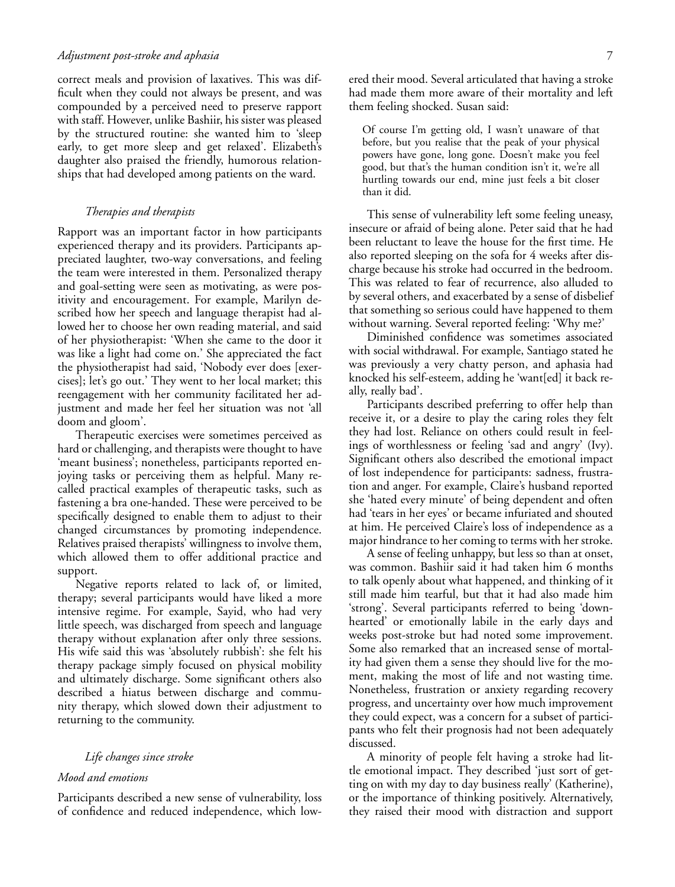correct meals and provision of laxatives. This was difficult when they could not always be present, and was compounded by a perceived need to preserve rapport with staff. However, unlike Bashiir, his sister was pleased by the structured routine: she wanted him to 'sleep early, to get more sleep and get relaxed'. Elizabeth's daughter also praised the friendly, humorous relationships that had developed among patients on the ward.

### *Therapies and therapists*

Rapport was an important factor in how participants experienced therapy and its providers. Participants appreciated laughter, two-way conversations, and feeling the team were interested in them. Personalized therapy and goal-setting were seen as motivating, as were positivity and encouragement. For example, Marilyn described how her speech and language therapist had allowed her to choose her own reading material, and said of her physiotherapist: 'When she came to the door it was like a light had come on.' She appreciated the fact the physiotherapist had said, 'Nobody ever does [exercises]; let's go out.' They went to her local market; this reengagement with her community facilitated her adjustment and made her feel her situation was not 'all doom and gloom'.

Therapeutic exercises were sometimes perceived as hard or challenging, and therapists were thought to have 'meant business'; nonetheless, participants reported enjoying tasks or perceiving them as helpful. Many recalled practical examples of therapeutic tasks, such as fastening a bra one-handed. These were perceived to be specifically designed to enable them to adjust to their changed circumstances by promoting independence. Relatives praised therapists' willingness to involve them, which allowed them to offer additional practice and support.

Negative reports related to lack of, or limited, therapy; several participants would have liked a more intensive regime. For example, Sayid, who had very little speech, was discharged from speech and language therapy without explanation after only three sessions. His wife said this was 'absolutely rubbish': she felt his therapy package simply focused on physical mobility and ultimately discharge. Some significant others also described a hiatus between discharge and community therapy, which slowed down their adjustment to returning to the community.

### *Life changes since stroke*

#### *Mood and emotions*

Participants described a new sense of vulnerability, loss of confidence and reduced independence, which lowered their mood. Several articulated that having a stroke had made them more aware of their mortality and left them feeling shocked. Susan said:

> Of course I'm getting old, I wasn't unaware of that before, but you realise that the peak of your physical powers have gone, long gone. Doesn't make you feel good, but that's the human condition isn't it, we're all hurtling towards our end, mine just feels a bit closer than it did.

This sense of vulnerability left some feeling uneasy, insecure or afraid of being alone. Peter said that he had been reluctant to leave the house for the first time. He also reported sleeping on the sofa for 4 weeks after discharge because his stroke had occurred in the bedroom. This was related to fear of recurrence, also alluded to by several others, and exacerbated by a sense of disbelief that something so serious could have happened to them without warning. Several reported feeling: 'Why me?'

Diminished confidence was sometimes associated with social withdrawal. For example, Santiago stated he was previously a very chatty person, and aphasia had knocked his self-esteem, adding he 'want[ed] it back really, really bad'.

Participants described preferring to offer help than receive it, or a desire to play the caring roles they felt they had lost. Reliance on others could result in feelings of worthlessness or feeling 'sad and angry' (Ivy). Significant others also described the emotional impact of lost independence for participants: sadness, frustration and anger. For example, Claire's husband reported she 'hated every minute' of being dependent and often had 'tears in her eyes' or became infuriated and shouted at him. He perceived Claire's loss of independence as a major hindrance to her coming to terms with her stroke.

A sense of feeling unhappy, but less so than at onset, was common. Bashiir said it had taken him 6 months to talk openly about what happened, and thinking of it still made him tearful, but that it had also made him 'strong'. Several participants referred to being 'downhearted' or emotionally labile in the early days and weeks post-stroke but had noted some improvement. Some also remarked that an increased sense of mortality had given them a sense they should live for the moment, making the most of life and not wasting time. Nonetheless, frustration or anxiety regarding recovery progress, and uncertainty over how much improvement they could expect, was a concern for a subset of participants who felt their prognosis had not been adequately discussed.

A minority of people felt having a stroke had little emotional impact. They described 'just sort of getting on with my day to day business really' (Katherine), or the importance of thinking positively. Alternatively, they raised their mood with distraction and support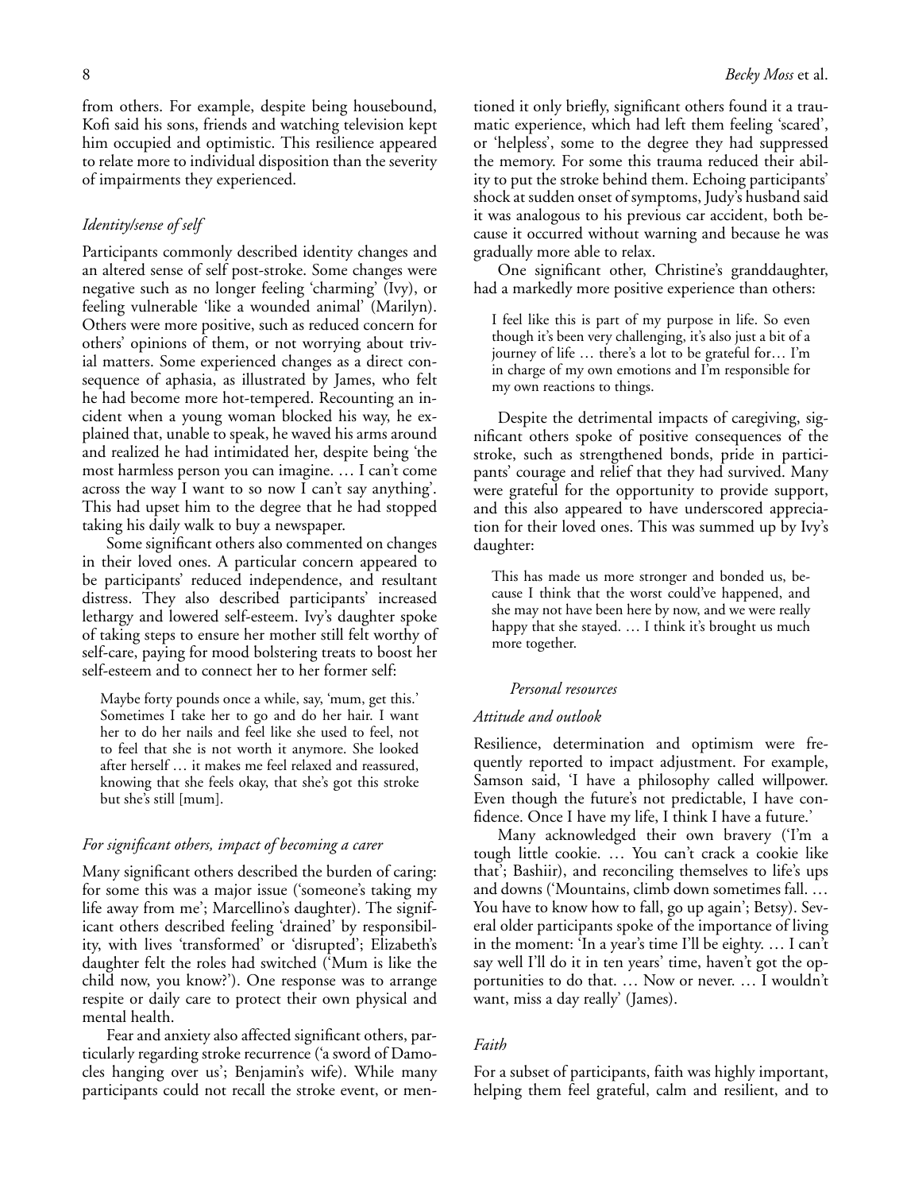from others. For example, despite being housebound, Kofi said his sons, friends and watching television kept him occupied and optimistic. This resilience appeared to relate more to individual disposition than the severity of impairments they experienced.

### *Identity/sense of self*

Participants commonly described identity changes and an altered sense of self post-stroke. Some changes were negative such as no longer feeling 'charming' (Ivy), or feeling vulnerable 'like a wounded animal' (Marilyn). Others were more positive, such as reduced concern for others' opinions of them, or not worrying about trivial matters. Some experienced changes as a direct consequence of aphasia, as illustrated by James, who felt he had become more hot-tempered. Recounting an incident when a young woman blocked his way, he explained that, unable to speak, he waved his arms around and realized he had intimidated her, despite being 'the most harmless person you can imagine. … I can't come across the way I want to so now I can't say anything'. This had upset him to the degree that he had stopped taking his daily walk to buy a newspaper.

Some significant others also commented on changes in their loved ones. A particular concern appeared to be participants' reduced independence, and resultant distress. They also described participants' increased lethargy and lowered self-esteem. Ivy's daughter spoke of taking steps to ensure her mother still felt worthy of self-care, paying for mood bolstering treats to boost her self-esteem and to connect her to her former self:

> Maybe forty pounds once a while, say, 'mum, get this.' Sometimes I take her to go and do her hair. I want her to do her nails and feel like she used to feel, not to feel that she is not worth it anymore. She looked after herself … it makes me feel relaxed and reassured, knowing that she feels okay, that she's got this stroke but she's still [mum].

### *For significant others, impact of becoming a carer*

Many significant others described the burden of caring: for some this was a major issue ('someone's taking my life away from me'; Marcellino's daughter). The significant others described feeling 'drained' by responsibility, with lives 'transformed' or 'disrupted'; Elizabeth's daughter felt the roles had switched ('Mum is like the child now, you know?'). One response was to arrange respite or daily care to protect their own physical and mental health.

Fear and anxiety also affected significant others, particularly regarding stroke recurrence ('a sword of Damocles hanging over us'; Benjamin's wife). While many participants could not recall the stroke event, or mentioned it only briefly, significant others found it a traumatic experience, which had left them feeling 'scared', or 'helpless', some to the degree they had suppressed the memory. For some this trauma reduced their ability to put the stroke behind them. Echoing participants' shock at sudden onset of symptoms, Judy's husband said it was analogous to his previous car accident, both because it occurred without warning and because he was gradually more able to relax.

One significant other, Christine's granddaughter, had a markedly more positive experience than others:

> I feel like this is part of my purpose in life. So even though it's been very challenging, it's also just a bit of a journey of life … there's a lot to be grateful for… I'm in charge of my own emotions and I'm responsible for my own reactions to things.

Despite the detrimental impacts of caregiving, significant others spoke of positive consequences of the stroke, such as strengthened bonds, pride in participants' courage and relief that they had survived. Many were grateful for the opportunity to provide support, and this also appeared to have underscored appreciation for their loved ones. This was summed up by Ivy's daughter:

> This has made us more stronger and bonded us, because I think that the worst could've happened, and she may not have been here by now, and we were really happy that she stayed. … I think it's brought us much more together.

## *Personal resources*

### *Attitude and outlook*

Resilience, determination and optimism were frequently reported to impact adjustment. For example, Samson said, 'I have a philosophy called willpower. Even though the future's not predictable, I have confidence. Once I have my life, I think I have a future.'

Many acknowledged their own bravery ('I'm a tough little cookie. … You can't crack a cookie like that'; Bashiir), and reconciling themselves to life's ups and downs ('Mountains, climb down sometimes fall. … You have to know how to fall, go up again'; Betsy). Several older participants spoke of the importance of living in the moment: 'In a year's time I'll be eighty. … I can't say well I'll do it in ten years' time, haven't got the opportunities to do that. … Now or never. … I wouldn't want, miss a day really' (James).

### *Faith*

For a subset of participants, faith was highly important, helping them feel grateful, calm and resilient, and to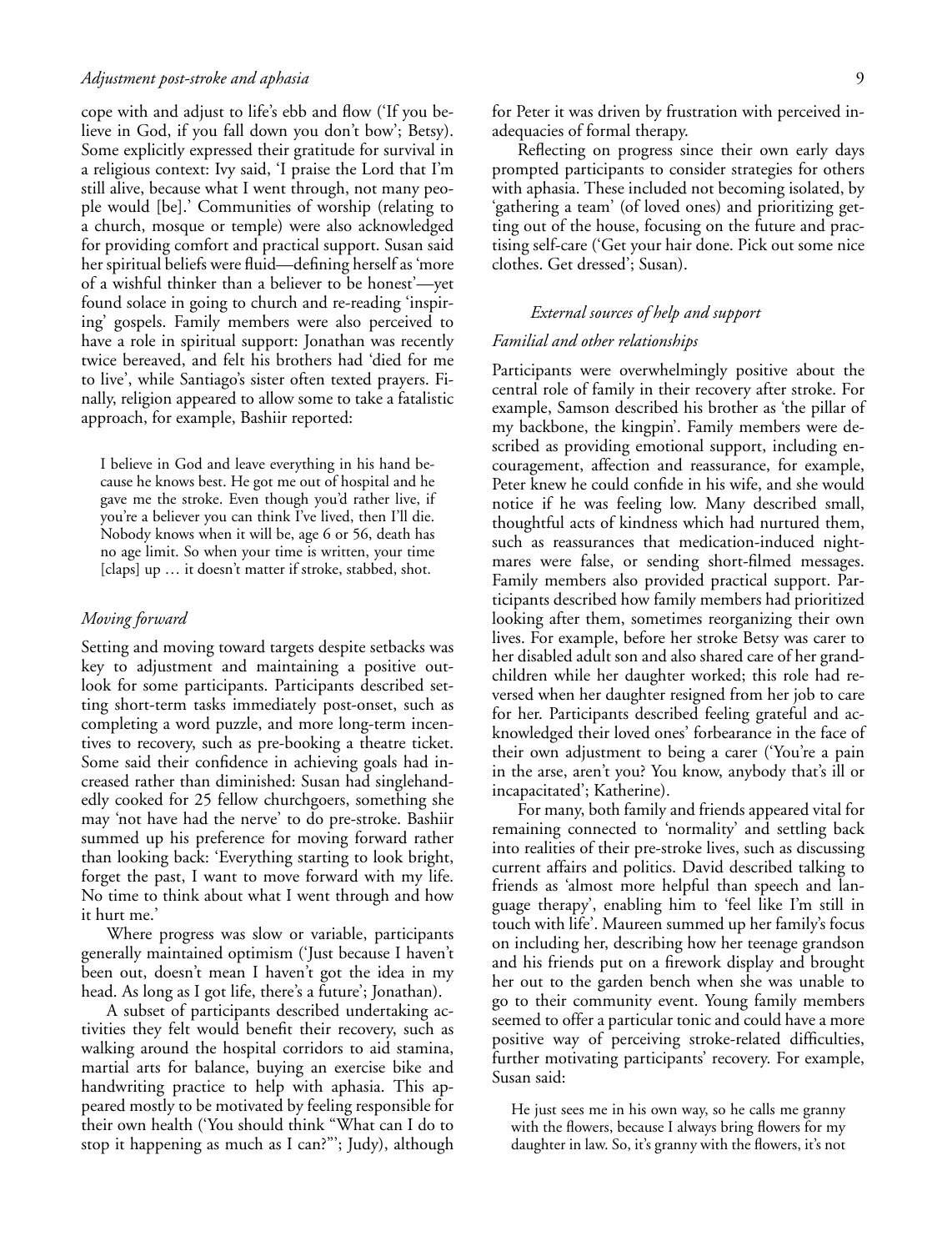cope with and adjust to life's ebb and flow ('If you believe in God, if you fall down you don't bow'; Betsy). Some explicitly expressed their gratitude for survival in a religious context: Ivy said, 'I praise the Lord that I'm still alive, because what I went through, not many people would [be].' Communities of worship (relating to a church, mosque or temple) were also acknowledged for providing comfort and practical support. Susan said her spiritual beliefs were fluid—defining herself as 'more of a wishful thinker than a believer to be honest'—yet found solace in going to church and re-reading 'inspiring' gospels. Family members were also perceived to have a role in spiritual support: Jonathan was recently twice bereaved, and felt his brothers had 'died for me to live', while Santiago's sister often texted prayers. Finally, religion appeared to allow some to take a fatalistic approach, for example, Bashiir reported:

> I believe in God and leave everything in his hand because he knows best. He got me out of hospital and he gave me the stroke. Even though you'd rather live, if you're a believer you can think I've lived, then I'll die. Nobody knows when it will be, age 6 or 56, death has no age limit. So when your time is written, your time [claps] up … it doesn't matter if stroke, stabbed, shot.

### *Moving forward*

Setting and moving toward targets despite setbacks was key to adjustment and maintaining a positive outlook for some participants. Participants described setting short-term tasks immediately post-onset, such as completing a word puzzle, and more long-term incentives to recovery, such as pre-booking a theatre ticket. Some said their confidence in achieving goals had increased rather than diminished: Susan had singlehandedly cooked for 25 fellow churchgoers, something she may 'not have had the nerve' to do pre-stroke. Bashiir summed up his preference for moving forward rather than looking back: 'Everything starting to look bright, forget the past, I want to move forward with my life. No time to think about what I went through and how it hurt me.'

Where progress was slow or variable, participants generally maintained optimism ('Just because I haven't been out, doesn't mean I haven't got the idea in my head. As long as I got life, there's a future'; Jonathan).

A subset of participants described undertaking activities they felt would benefit their recovery, such as walking around the hospital corridors to aid stamina, martial arts for balance, buying an exercise bike and handwriting practice to help with aphasia. This appeared mostly to be motivated by feeling responsible for their own health ('You should think "What can I do to stop it happening as much as I can?"'; Judy), although for Peter it was driven by frustration with perceived inadequacies of formal therapy.

Reflecting on progress since their own early days prompted participants to consider strategies for others with aphasia. These included not becoming isolated, by 'gathering a team' (of loved ones) and prioritizing getting out of the house, focusing on the future and practising self-care ('Get your hair done. Pick out some nice clothes. Get dressed'; Susan).

## *External sources of help and support*

### *Familial and other relationships*

Participants were overwhelmingly positive about the central role of family in their recovery after stroke. For example, Samson described his brother as 'the pillar of my backbone, the kingpin'. Family members were described as providing emotional support, including encouragement, affection and reassurance, for example, Peter knew he could confide in his wife, and she would notice if he was feeling low. Many described small, thoughtful acts of kindness which had nurtured them, such as reassurances that medication-induced nightmares were false, or sending short-filmed messages. Family members also provided practical support. Participants described how family members had prioritized looking after them, sometimes reorganizing their own lives. For example, before her stroke Betsy was carer to her disabled adult son and also shared care of her grandchildren while her daughter worked; this role had reversed when her daughter resigned from her job to care for her. Participants described feeling grateful and acknowledged their loved ones' forbearance in the face of their own adjustment to being a carer ('You're a pain in the arse, aren't you? You know, anybody that's ill or incapacitated'; Katherine).

For many, both family and friends appeared vital for remaining connected to 'normality' and settling back into realities of their pre-stroke lives, such as discussing current affairs and politics. David described talking to friends as 'almost more helpful than speech and language therapy', enabling him to 'feel like I'm still in touch with life'. Maureen summed up her family's focus on including her, describing how her teenage grandson and his friends put on a firework display and brought her out to the garden bench when she was unable to go to their community event. Young family members seemed to offer a particular tonic and could have a more positive way of perceiving stroke-related difficulties, further motivating participants' recovery. For example, Susan said:

> He just sees me in his own way, so he calls me granny with the flowers, because I always bring flowers for my daughter in law. So, it's granny with the flowers, it's not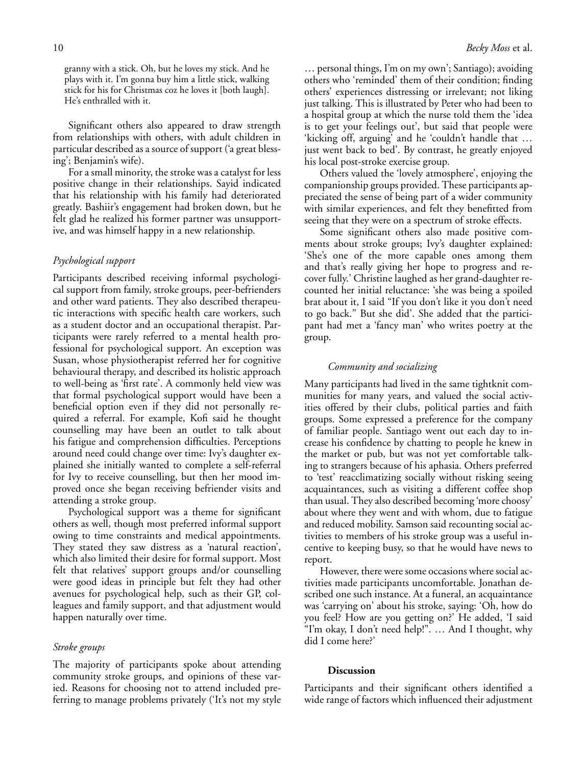granny with a stick. Oh, but he loves my stick. And he plays with it. I'm gonna buy him a little stick, walking stick for his for Christmas coz he loves it [both laugh]. He's enthralled with it.

Significant others also appeared to draw strength from relationships with others, with adult children in particular described as a source of support ('a great blessing'; Benjamin's wife).

For a small minority, the stroke was a catalyst for less positive change in their relationships. Sayid indicated that his relationship with his family had deteriorated greatly. Bashiir's engagement had broken down, but he felt glad he realized his former partner was unsupportive, and was himself happy in a new relationship.

### *Psychological support*

Participants described receiving informal psychological support from family, stroke groups, peer-befrienders and other ward patients. They also described therapeutic interactions with specific health care workers, such as a student doctor and an occupational therapist. Participants were rarely referred to a mental health professional for psychological support. An exception was Susan, whose physiotherapist referred her for cognitive behavioural therapy, and described its holistic approach to well-being as 'first rate'. A commonly held view was that formal psychological support would have been a beneficial option even if they did not personally require a referral. For example, Kofi said he thought counselling may have been an outlet to talk about his fatigue and comprehension difficulties. Perceptions around need could change over time: Ivy's daughter explained she initially wanted to complete a self-referral for Ivy to receive counselling, but then her mood improved once she began receiving befriender visits and attending a stroke group.

Psychological support was a theme for significant others as well, though most preferred informal support owing to time constraints and medical appointments. They stated they saw distress as a 'natural reaction', which also limited their desire for formal support. Most felt that relatives' support groups and/or counselling were good ideas in principle but felt they had other avenues for psychological help, such as their GP, colleagues and family support, and that adjustment would happen naturally over time.

### *Stroke groups*

The majority of participants spoke about attending community stroke groups, and opinions of these varied. Reasons for choosing not to attend included preferring to manage problems privately ('It's not my style … personal things, I'm on my own'; Santiago); avoiding others who 'reminded' them of their condition; finding others' experiences distressing or irrelevant; not liking just talking. This is illustrated by Peter who had been to a hospital group at which the nurse told them the 'idea is to get your feelings out', but said that people were 'kicking off, arguing' and he 'couldn't handle that … just went back to bed'. By contrast, he greatly enjoyed his local post-stroke exercise group.

Others valued the 'lovely atmosphere', enjoying the companionship groups provided. These participants appreciated the sense of being part of a wider community with similar experiences, and felt they benefitted from seeing that they were on a spectrum of stroke effects.

Some significant others also made positive comments about stroke groups; Ivy's daughter explained: 'She's one of the more capable ones among them and that's really giving her hope to progress and recover fully.' Christine laughed as her grand-daughter recounted her initial reluctance: 'she was being a spoiled brat about it, I said "If you don't like it you don't need to go back." But she did'. She added that the participant had met a 'fancy man' who writes poetry at the group.

### *Community and socializing*

Many participants had lived in the same tightknit communities for many years, and valued the social activities offered by their clubs, political parties and faith groups. Some expressed a preference for the company of familiar people. Santiago went out each day to increase his confidence by chatting to people he knew in the market or pub, but was not yet comfortable talking to strangers because of his aphasia. Others preferred to 'test' reacclimatizing socially without risking seeing acquaintances, such as visiting a different coffee shop than usual. They also described becoming 'more choosy' about where they went and with whom, due to fatigue and reduced mobility. Samson said recounting social activities to members of his stroke group was a useful incentive to keeping busy, so that he would have news to report.

However, there were some occasions where social activities made participants uncomfortable. Jonathan described one such instance. At a funeral, an acquaintance was 'carrying on' about his stroke, saying: 'Oh, how do you feel? How are you getting on?' He added, 'I said "I'm okay, I don't need help!". … And I thought, why did I come here?'

## Discussion

Participants and their significant others identified a wide range of factors which influenced their adjustment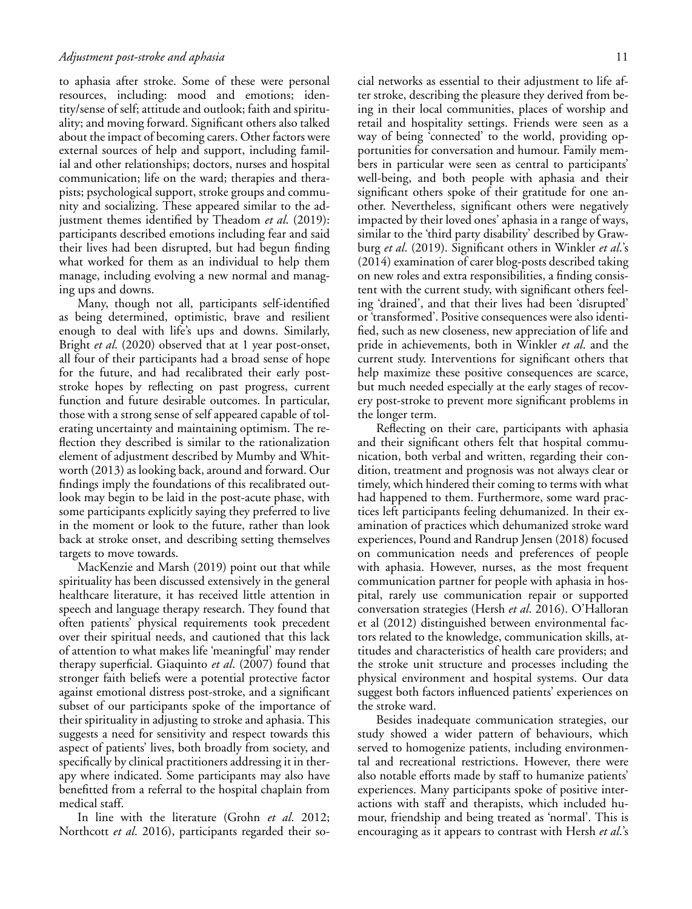to aphasia after stroke. Some of these were personal resources, including: mood and emotions; identity/sense of self; attitude and outlook; faith and spirituality; and moving forward. Significant others also talked about the impact of becoming carers. Other factors were external sources of help and support, including familial and other relationships; doctors, nurses and hospital communication; life on the ward; therapies and therapists; psychological support, stroke groups and community and socializing. These appeared similar to the adjustment themes identified by Theadom *et al.* (2019): participants described emotions including fear and said their lives had been disrupted, but had begun finding what worked for them as an individual to help them manage, including evolving a new normal and managing ups and downs.

Many, though not all, participants self-identified as being determined, optimistic, brave and resilient enough to deal with life's ups and downs. Similarly, Bright *et al.* (2020) observed that at 1 year post-onset, all four of their participants had a broad sense of hope for the future, and had recalibrated their early post-stroke hopes by reflecting on past progress, current function and future desirable outcomes. In particular, those with a strong sense of self appeared capable of tolerating uncertainty and maintaining optimism. The reflection they described is similar to the rationalization element of adjustment described by Mumby and Whitworth (2013) as looking back, around and forward. Our findings imply the foundations of this recalibrated outlook may begin to be laid in the post-acute phase, with some participants explicitly saying they preferred to live in the moment or look to the future, rather than look back at stroke onset, and describing setting themselves targets to move towards.

MacKenzie and Marsh (2019) point out that while spirituality has been discussed extensively in the general healthcare literature, it has received little attention in speech and language therapy research. They found that often patients' physical requirements took precedent over their spiritual needs, and cautioned that this lack of attention to what makes life 'meaningful' may render therapy superficial. Giaquinto *et al.* (2007) found that stronger faith beliefs were a potential protective factor against emotional distress post-stroke, and a significant subset of our participants spoke of the importance of their spirituality in adjusting to stroke and aphasia. This suggests a need for sensitivity and respect towards this aspect of patients' lives, both broadly from society, and specifically by clinical practitioners addressing it in therapy where indicated. Some participants may also have benefitted from a referral to the hospital chaplain from medical staff.

In line with the literature (Grohn *et al.* 2012; Northcott *et al.* 2016), participants regarded their social networks as essential to their adjustment to life after stroke, describing the pleasure they derived from being in their local communities, places of worship and retail and hospitality settings. Friends were seen as a way of being 'connected' to the world, providing opportunities for conversation and humour. Family members in particular were seen as central to participants' well-being, and both people with aphasia and their significant others spoke of their gratitude for one another. Nevertheless, significant others were negatively impacted by their loved ones' aphasia in a range of ways, similar to the 'third party disability' described by Grawburg *et al.* (2019). Significant others in Winkler *et al.*'s (2014) examination of carer blog-posts described taking on new roles and extra responsibilities, a finding consistent with the current study, with significant others feeling 'drained', and that their lives had been 'disrupted' or 'transformed'. Positive consequences were also identified, such as new closeness, new appreciation of life and pride in achievements, both in Winkler *et al.* and the current study. Interventions for significant others that help maximize these positive consequences are scarce, but much needed especially at the early stages of recovery post-stroke to prevent more significant problems in the longer term.

Reflecting on their care, participants with aphasia and their significant others felt that hospital communication, both verbal and written, regarding their condition, treatment and prognosis was not always clear or timely, which hindered their coming to terms with what had happened to them. Furthermore, some ward practices left participants feeling dehumanized. In their examination of practices which dehumanized stroke ward experiences, Pound and Randrup Jensen (2018) focused on communication needs and preferences of people with aphasia. However, nurses, as the most frequent communication partner for people with aphasia in hospital, rarely use communication repair or supported conversation strategies (Hersh *et al.* 2016). O'Halloran et al (2012) distinguished between environmental factors related to the knowledge, communication skills, attitudes and characteristics of health care providers; and the stroke unit structure and processes including the physical environment and hospital systems. Our data suggest both factors influenced patients' experiences on the stroke ward.

Besides inadequate communication strategies, our study showed a wider pattern of behaviours, which served to homogenize patients, including environmental and recreational restrictions. However, there were also notable efforts made by staff to humanize patients' experiences. Many participants spoke of positive interactions with staff and therapists, which included humour, friendship and being treated as 'normal'. This is encouraging as it appears to contrast with Hersh *et al.*'s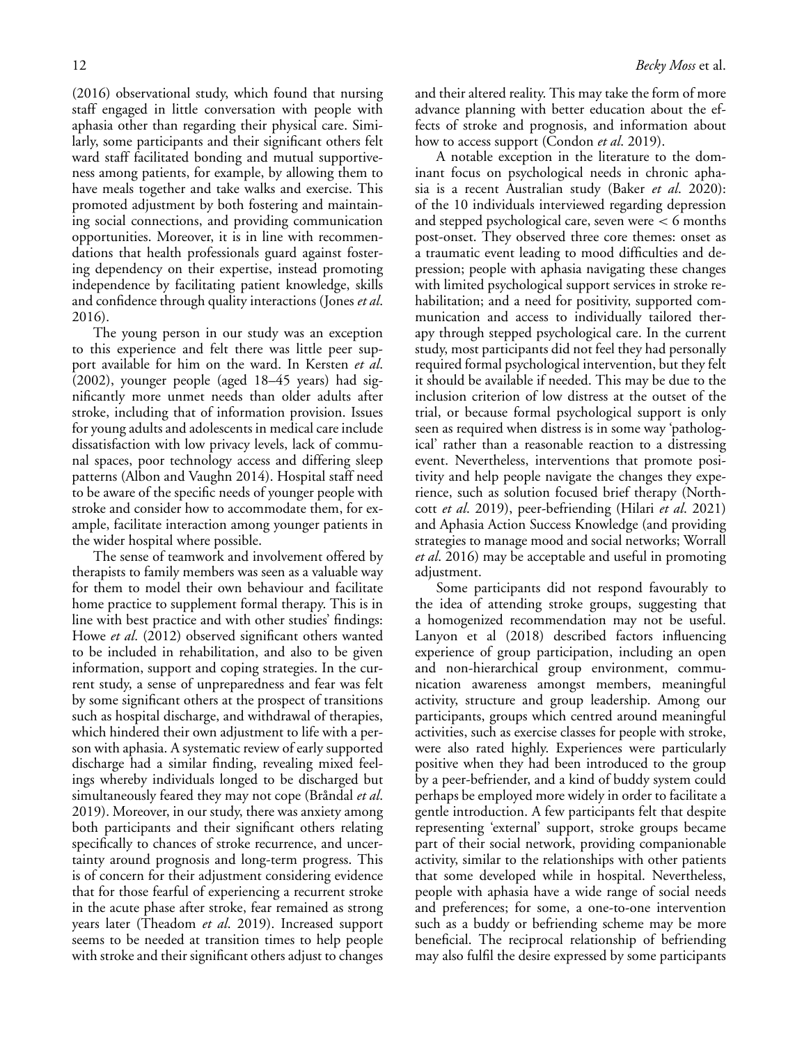(2016) observational study, which found that nursing staff engaged in little conversation with people with aphasia other than regarding their physical care. Similarly, some participants and their significant others felt ward staff facilitated bonding and mutual supportiveness among patients, for example, by allowing them to have meals together and take walks and exercise. This promoted adjustment by both fostering and maintaining social connections, and providing communication opportunities. Moreover, it is in line with recommendations that health professionals guard against fostering dependency on their expertise, instead promoting independence by facilitating patient knowledge, skills and confidence through quality interactions (Jones *et al*. 2016).

The young person in our study was an exception to this experience and felt there was little peer support available for him on the ward. In Kersten *et al*. (2002), younger people (aged 18–45 years) had significantly more unmet needs than older adults after stroke, including that of information provision. Issues for young adults and adolescents in medical care include dissatisfaction with low privacy levels, lack of communal spaces, poor technology access and differing sleep patterns (Albon and Vaughn 2014). Hospital staff need to be aware of the specific needs of younger people with stroke and consider how to accommodate them, for example, facilitate interaction among younger patients in the wider hospital where possible.

The sense of teamwork and involvement offered by therapists to family members was seen as a valuable way for them to model their own behaviour and facilitate home practice to supplement formal therapy. This is in line with best practice and with other studies' findings: Howe *et al*. (2012) observed significant others wanted to be included in rehabilitation, and also to be given information, support and coping strategies. In the current study, a sense of unpreparedness and fear was felt by some significant others at the prospect of transitions such as hospital discharge, and withdrawal of therapies, which hindered their own adjustment to life with a person with aphasia. A systematic review of early supported discharge had a similar finding, revealing mixed feelings whereby individuals longed to be discharged but simultaneously feared they may not cope (Bråndal *et al*. 2019). Moreover, in our study, there was anxiety among both participants and their significant others relating specifically to chances of stroke recurrence, and uncertainty around prognosis and long-term progress. This is of concern for their adjustment considering evidence that for those fearful of experiencing a recurrent stroke in the acute phase after stroke, fear remained as strong years later (Theadom *et al*. 2019). Increased support seems to be needed at transition times to help people with stroke and their significant others adjust to changes and their altered reality. This may take the form of more advance planning with better education about the effects of stroke and prognosis, and information about how to access support (Condon *et al*. 2019).

A notable exception in the literature to the dominant focus on psychological needs in chronic aphasia is a recent Australian study (Baker *et al*. 2020): of the 10 individuals interviewed regarding depression and stepped psychological care, seven were $< 6$ months post-onset. They observed three core themes: onset as a traumatic event leading to mood difficulties and depression; people with aphasia navigating these changes with limited psychological support services in stroke rehabilitation; and a need for positivity, supported communication and access to individually tailored therapy through stepped psychological care. In the current study, most participants did not feel they had personally required formal psychological intervention, but they felt it should be available if needed. This may be due to the inclusion criterion of low distress at the outset of the trial, or because formal psychological support is only seen as required when distress is in some way 'pathological' rather than a reasonable reaction to a distressing event. Nevertheless, interventions that promote positivity and help people navigate the changes they experience, such as solution focused brief therapy (Northcott *et al*. 2019), peer-befriending (Hilari *et al*. 2021) and Aphasia Action Success Knowledge (and providing strategies to manage mood and social networks; Worrall *et al*. 2016) may be acceptable and useful in promoting adjustment.

Some participants did not respond favourably to the idea of attending stroke groups, suggesting that a homogenized recommendation may not be useful. Lanyon et al (2018) described factors influencing experience of group participation, including an open and non-hierarchical group environment, communication awareness amongst members, meaningful activity, structure and group leadership. Among our participants, groups which centred around meaningful activities, such as exercise classes for people with stroke, were also rated highly. Experiences were particularly positive when they had been introduced to the group by a peer-befriender, and a kind of buddy system could perhaps be employed more widely in order to facilitate a gentle introduction. A few participants felt that despite representing 'external' support, stroke groups became part of their social network, providing companionable activity, similar to the relationships with other patients that some developed while in hospital. Nevertheless, people with aphasia have a wide range of social needs and preferences; for some, a one-to-one intervention such as a buddy or befriending scheme may be more beneficial. The reciprocal relationship of befriending may also fulfil the desire expressed by some participants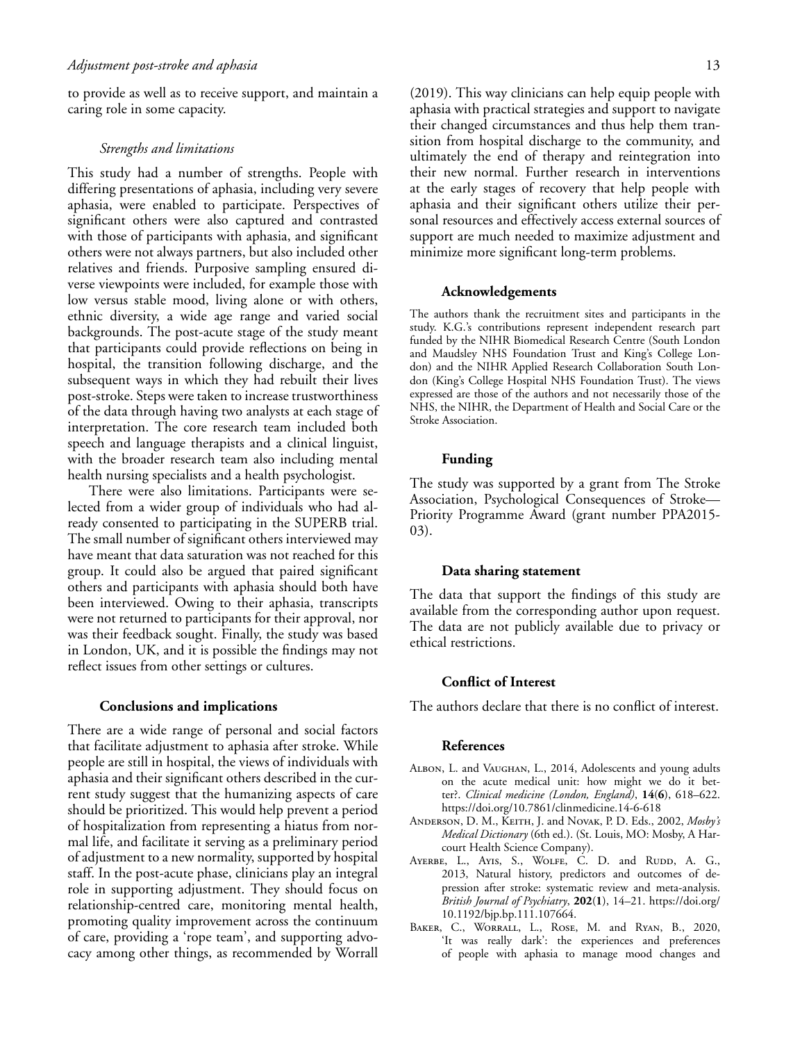to provide as well as to receive support, and maintain a caring role in some capacity.

### *Strengths and limitations*

This study had a number of strengths. People with differing presentations of aphasia, including very severe aphasia, were enabled to participate. Perspectives of significant others were also captured and contrasted with those of participants with aphasia, and significant others were not always partners, but also included other relatives and friends. Purposive sampling ensured diverse viewpoints were included, for example those with low versus stable mood, living alone or with others, ethnic diversity, a wide age range and varied social backgrounds. The post-acute stage of the study meant that participants could provide reflections on being in hospital, the transition following discharge, and the subsequent ways in which they had rebuilt their lives post-stroke. Steps were taken to increase trustworthiness of the data through having two analysts at each stage of interpretation. The core research team included both speech and language therapists and a clinical linguist, with the broader research team also including mental health nursing specialists and a health psychologist.

There were also limitations. Participants were selected from a wider group of individuals who had already consented to participating in the SUPERB trial. The small number of significant others interviewed may have meant that data saturation was not reached for this group. It could also be argued that paired significant others and participants with aphasia should both have been interviewed. Owing to their aphasia, transcripts were not returned to participants for their approval, nor was their feedback sought. Finally, the study was based in London, UK, and it is possible the findings may not reflect issues from other settings or cultures.

## Conclusions and implications

There are a wide range of personal and social factors that facilitate adjustment to aphasia after stroke. While people are still in hospital, the views of individuals with aphasia and their significant others described in the current study suggest that the humanizing aspects of care should be prioritized. This would help prevent a period of hospitalization from representing a hiatus from normal life, and facilitate it serving as a preliminary period of adjustment to a new normality, supported by hospital staff. In the post-acute phase, clinicians play an integral role in supporting adjustment. They should focus on relationship-centred care, monitoring mental health, promoting quality improvement across the continuum of care, providing a 'rope team', and supporting advocacy among other things, as recommended by Worrall (2019). This way clinicians can help equip people with aphasia with practical strategies and support to navigate their changed circumstances and thus help them transition from hospital discharge to the community, and ultimately the end of therapy and reintegration into their new normal. Further research in interventions at the early stages of recovery that help people with aphasia and their significant others utilize their personal resources and effectively access external sources of support are much needed to maximize adjustment and minimize more significant long-term problems.

## Acknowledgements

The authors thank the recruitment sites and participants in the study. K.G.'s contributions represent independent research part funded by the NIHR Biomedical Research Centre (South London and Maudsley NHS Foundation Trust and King's College London) and the NIHR Applied Research Collaboration South London (King's College Hospital NHS Foundation Trust). The views expressed are those of the authors and not necessarily those of the NHS, the NIHR, the Department of Health and Social Care or the Stroke Association.

## Funding

The study was supported by a grant from The Stroke Association, Psychological Consequences of Stroke—Priority Programme Award (grant number PPA2015-03).

## Data sharing statement

The data that support the findings of this study are available from the corresponding author upon request. The data are not publicly available due to privacy or ethical restrictions.

## Conflict of Interest

The authors declare that there is no conflict of interest.

## References

- Albon, L. and Vaughan, L., 2014, Adolescents and young adults on the acute medical unit: how might we do it better?. *Clinical medicine (London, England)*, **14**(**6**), 618–622. https://doi.org/10.7861/clinmedicine.14-6-618
- Anderson, D. M., Keith, J. and Novak, P. D. Eds., 2002, *Mosby's Medical Dictionary* (6th ed.). (St. Louis, MO: Mosby, A Harcourt Health Science Company).
- Ayerbe, L., Ayis, S., Wolfe, C. D. and Rudd, A. G., 2013, Natural history, predictors and outcomes of depression after stroke: systematic review and meta-analysis. *British Journal of Psychiatry*, **202**(**1**), 14–21. https://doi.org/10.1192/bjp.bp.111.107664.
- Baker, C., Worrall, L., Rose, M. and Ryan, B., 2020, 'It was really dark': the experiences and preferences of people with aphasia to manage mood changes and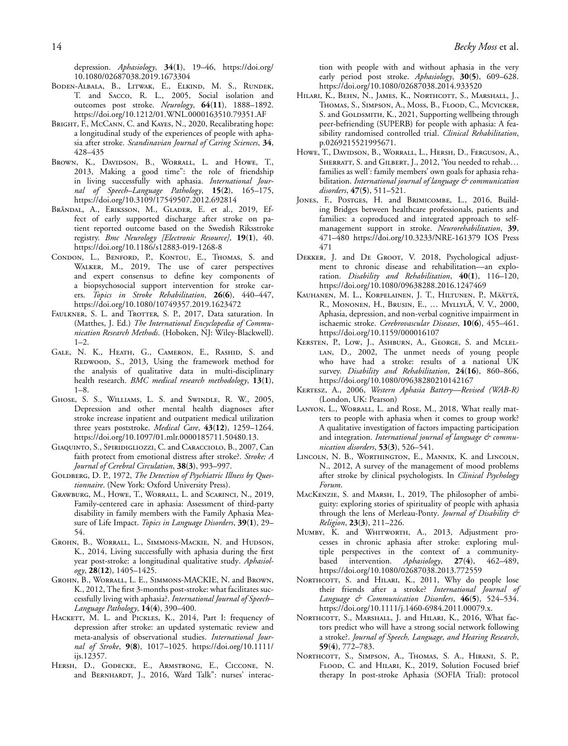depression. *Aphasiology*, **34**(**1**), 19–46, https://doi.org/10.1080/02687038.2019.1673304

Boden-Albala, B., Litwak, E., Elkind, M. S., Rundek, T. and Sacco, R. L., 2005, Social isolation and outcomes post stroke. *Neurology*, **64**(**11**), 1888–1892. https://doi.org/10.1212/01.WNL.0000163510.79351.AF

Bright, F., McCann, C. and Kayes, N., 2020, Recalibrating hope: a longitudinal study of the experiences of people with aphasia after stroke. *Scandinavian Journal of Caring Sciences*, **34**, 428–435

Brown, K., Davidson, B., Worrall, L. and Howe, T., 2013, Making a good time": the role of friendship in living successfully with aphasia. *International Journal of Speech–Language Pathology*, **15**(**2**), 165–175, https://doi.org/10.3109/17549507.2012.692814

Bråndal, A., Eriksson, M., Glader, E. et al., 2019, Effect of early supported discharge after stroke on patient reported outcome based on the Swedish Riksstroke registry. *Bmc Neurology [Electronic Resource]*, **19**(**1**), 40. https://doi.org/10.1186/s12883-019-1268-8

Condon, L., Benford, P., Kontou, E., Thomas, S. and Walker, M., 2019, The use of carer perspectives and expert consensus to define key components of a biopsychosocial support intervention for stroke carers. *Topics in Stroke Rehabilitation*, **26**(**6**), 440–447, https://doi.org/10.1080/10749357.2019.1623472

Faulkner, S. L. and Trotter, S. P., 2017, Data saturation. In (Matthes, J. Ed.) *The International Encyclopedia of Communication Research Methods*. (Hoboken, NJ: Wiley-Blackwell). 1–2.

Gale, N. K., Heath, G., Cameron, E., Rashid, S. and Redwood, S., 2013, Using the framework method for the analysis of qualitative data in multi-disciplinary health research. *BMC medical research methodology*, **13**(**1**), 1–8.

Ghose, S. S., Williams, L. S. and Swindle, R. W., 2005, Depression and other mental health diagnoses after stroke increase inpatient and outpatient medical utilization three years poststroke. *Medical Care*, **43**(**12**), 1259–1264. https://doi.org/10.1097/01.mlr.0000185711.50480.13.

Giaquinto, S., Spiridigliozzi, C. and Caracciolo, B., 2007, Can faith protect from emotional distress after stroke?. *Stroke; A Journal of Cerebral Circulation*, **38**(**3**), 993–997.

Goldberg, D. P., 1972, *The Detection of Psychiatric Illness by Questionnaire*. (New York: Oxford University Press).

Grawburg, M., Howe, T., Worrall, L. and Scarinci, N., 2019, Family-centered care in aphasia: Assessment of third-party disability in family members with the Family Aphasia Measure of Life Impact. *Topics in Language Disorders*, **39**(**1**), 29–54.

Grohn, B., Worrall, L., Simmons-Mackie, N. and Hudson, K., 2014, Living successfully with aphasia during the first year post-stroke: a longitudinal qualitative study. *Aphasiology*, **28**(**12**), 1405–1425.

Grohn, B., Worrall, L. E., Simmons-MACKIE, N. and Brown, K., 2012, The first 3-months post-stroke: what facilitates successfully living with aphasia?. *International Journal of Speech–Language Pathology*, **14**(**4**), 390–400.

Hackett, M. L. and Pickles, K., 2014, Part I: frequency of depression after stroke: an updated systematic review and meta-analysis of observational studies. *International Journal of Stroke*, **9**(**8**), 1017–1025. https://doi.org/10.1111/ijs.12357.

Hersh, D., Godecke, E., Armstrong, E., Ciccone, N. and Bernhardt, J., 2016, Ward Talk": nurses' interaction with people with and without aphasia in the very early period post stroke. *Aphasiology*, **30**(**5**), 609–628. https://doi.org/10.1080/02687038.2014.933520

Hilari, K., Behn, N., James, K., Northcott, S., Marshall, J., Thomas, S., Simpson, A., Moss, B., Flood, C., Mcvicker, S. and Goldsmith, K., 2021, Supporting wellbeing through peer-befriending (SUPERB) for people with aphasia: A feasibility randomised controlled trial. *Clinical Rehabilitation*, p.0269215521995671.

Howe, T., Davidson, B., Worrall, L., Hersh, D., Ferguson, A., Sherratt, S. and Gilbert, J., 2012, 'You needed to rehab… families as well': family members' own goals for aphasia rehabilitation. *International journal of language & communication disorders*, **47**(**5**), 511–521.

Jones, F., Postges, H. and Brimicombe, L., 2016, Building Bridges between healthcare professionals, patients and families: a coproduced and integrated approach to self-management support in stroke. *Neurorehabilitation*, **39**, 471–480 https://doi.org/10.3233/NRE-161379 IOS Press 471

Dekker, J. and De Groot, V. 2018, Psychological adjustment to chronic disease and rehabilitation—an exploration. *Disability and Rehabilitation*, **40**(**1**), 116–120, https://doi.org/10.1080/09638288.2016.1247469

Kauhanen, M. L., Korpelainen, J. T., Hiltunen, P., Määttä, R., Mononen, H., Brusin, E., … Myllylä, V. V., 2000, Aphasia, depression, and non-verbal cognitive impairment in ischaemic stroke. *Cerebrovascular Diseases*, **10**(**6**), 455–461. https://doi.org/10.1159/000016107

Kersten, P., Low, J., Ashburn, A., George, S. and Mclellan, D., 2002, The unmet needs of young people who have had a stroke: results of a national UK survey. *Disability and Rehabilitation*, **24**(**16**), 860–866, https://doi.org/10.1080/09638280210142167

Kertesz, A., 2006, *Western Aphasia Battery—Revised (WAB-R)* (London, UK: Pearson)

Lanyon, L., Worrall, L. and Rose, M., 2018, What really matters to people with aphasia when it comes to group work? A qualitative investigation of factors impacting participation and integration. *International journal of language & communication disorders*, **53**(**3**), 526–541.

Lincoln, N. B., Worthington, E., Mannix, K. and Lincoln, N., 2012, A survey of the management of mood problems after stroke by clinical psychologists. In *Clinical Psychology Forum*.

MacKenzie, S. and Marsh, I., 2019, The philosopher of ambiguity: exploring stories of spirituality of people with aphasia through the lens of Merleau-Ponty. *Journal of Disability & Religion*, **23**(**3**), 211–226.

Mumby, K. and Whitworth, A., 2013, Adjustment processes in chronic aphasia after stroke: exploring multiple perspectives in the context of a community-based intervention. *Aphasiology*, **27**(**4**), 462–489, https://doi.org/10.1080/02687038.2013.772559

Northcott, S. and Hilari, K., 2011, Why do people lose their friends after a stroke? *International Journal of Language & Communication Disorders*, **46**(**5**), 524–534. https://doi.org/10.1111/j.1460-6984.2011.00079.x.

Northcott, S., Marshall, J. and Hilari, K., 2016, What factors predict who will have a strong social network following a stroke?. *Journal of Speech, Language, and Hearing Research*, **59**(**4**), 772–783.

Northcott, S., Simpson, A., Thomas, S. A., Hirani, S. P., Flood, C. and Hilari, K., 2019, Solution Focused brief therapy In post-stroke Aphasia (SOFIA Trial): protocol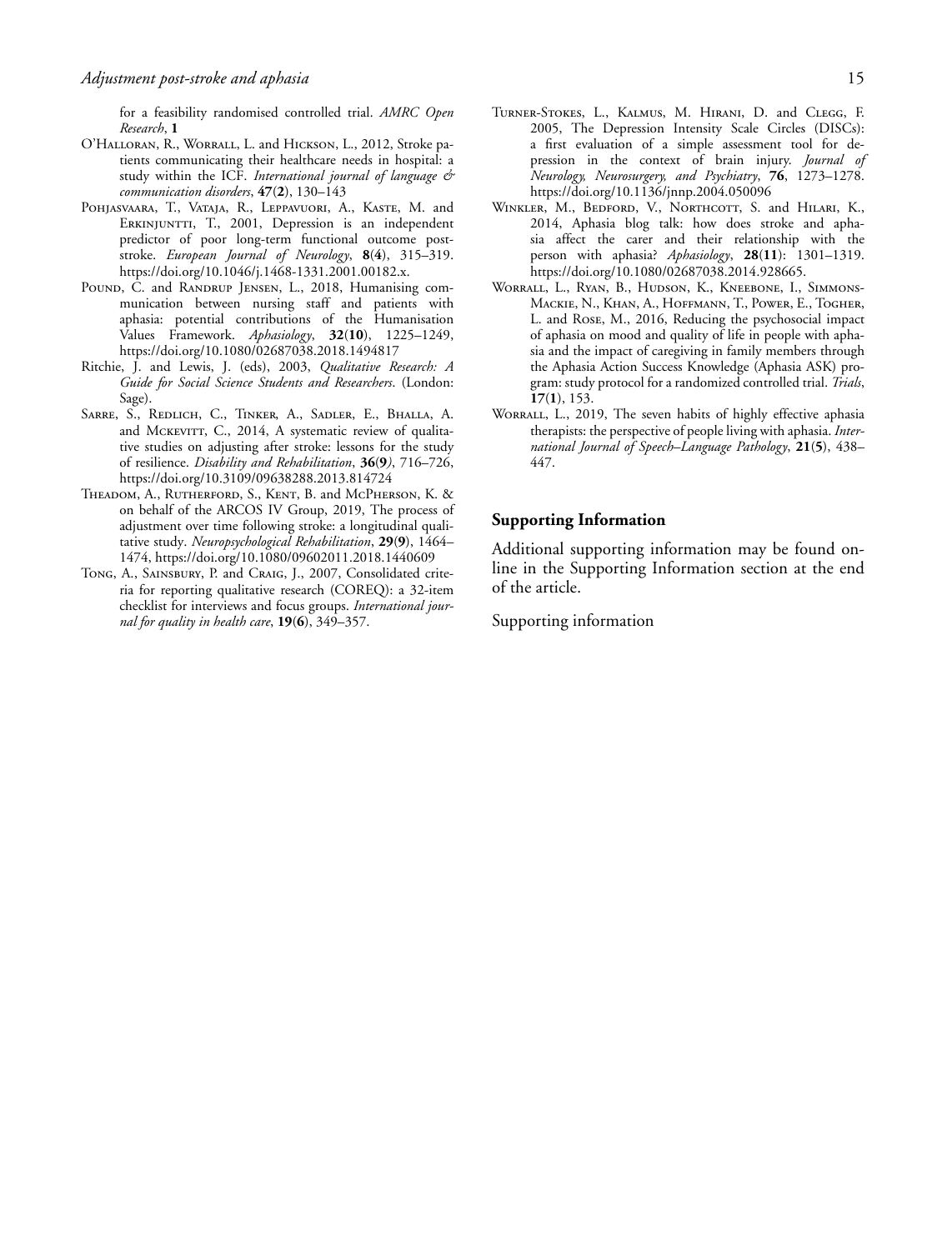for a feasibility randomised controlled trial. *AMRC Open Research*, **1**

O'Halloran, R., Worrall, L. and Hickson, L., 2012, Stroke patients communicating their healthcare needs in hospital: a study within the ICF. *International journal of language & communication disorders*, **47**(**2**), 130–143

Pohjasvaara, T., Vataja, R., Leppavuori, A., Kaste, M. and Erkinjuntti, T., 2001, Depression is an independent predictor of poor long-term functional outcome post-stroke. *European Journal of Neurology*, **8**(**4**), 315–319. https://doi.org/10.1046/j.1468-1331.2001.00182.x.

Pound, C. and Randrup Jensen, L., 2018, Humanising communication between nursing staff and patients with aphasia: potential contributions of the Humanisation Values Framework. *Aphasiology*, **32**(**10**), 1225–1249, https://doi.org/10.1080/02687038.2018.1494817

Ritchie, J. and Lewis, J. (eds), 2003, *Qualitative Research: A Guide for Social Science Students and Researchers*. (London: Sage).

Sarre, S., Redlich, C., Tinker, A., Sadler, E., Bhalla, A. and Mckevitt, C., 2014, A systematic review of qualitative studies on adjusting after stroke: lessons for the study of resilience. *Disability and Rehabilitation*, **36**(**9**), 716–726, https://doi.org/10.3109/09638288.2013.814724

Theadom, A., Rutherford, S., Kent, B. and McPherson, K. & on behalf of the ARCOS IV Group, 2019, The process of adjustment over time following stroke: a longitudinal qualitative study. *Neuropsychological Rehabilitation*, **29**(**9**), 1464–1474, https://doi.org/10.1080/09602011.2018.1440609

Tong, A., Sainsbury, P. and Craig, J., 2007, Consolidated criteria for reporting qualitative research (COREQ): a 32-item checklist for interviews and focus groups. *International journal for quality in health care*, **19**(**6**), 349–357.

Turner-Stokes, L., Kalmus, M. Hirani, D. and Clegg, F. 2005, The Depression Intensity Scale Circles (DISCs): a first evaluation of a simple assessment tool for depression in the context of brain injury. *Journal of Neurology, Neurosurgery, and Psychiatry*, **76**, 1273–1278. https://doi.org/10.1136/jnnp.2004.050096

Winkler, M., Bedford, V., Northcott, S. and Hilari, K., 2014, Aphasia blog talk: how does stroke and aphasia affect the carer and their relationship with the person with aphasia? *Aphasiology*, **28**(**11**): 1301–1319. https://doi.org/10.1080/02687038.2014.928665.

Worrall, L., Ryan, B., Hudson, K., Kneebone, I., Simmons-Mackie, N., Khan, A., Hoffmann, T., Power, E., Togher, L. and Rose, M., 2016, Reducing the psychosocial impact of aphasia on mood and quality of life in people with aphasia and the impact of caregiving in family members through the Aphasia Action Success Knowledge (Aphasia ASK) program: study protocol for a randomized controlled trial. *Trials*, **17**(**1**), 153.

Worrall, L., 2019, The seven habits of highly effective aphasia therapists: the perspective of people living with aphasia. *International Journal of Speech–Language Pathology*, **21**(**5**), 438–447.

## Supporting Information

Additional supporting information may be found online in the Supporting Information section at the end of the article.

Supporting information